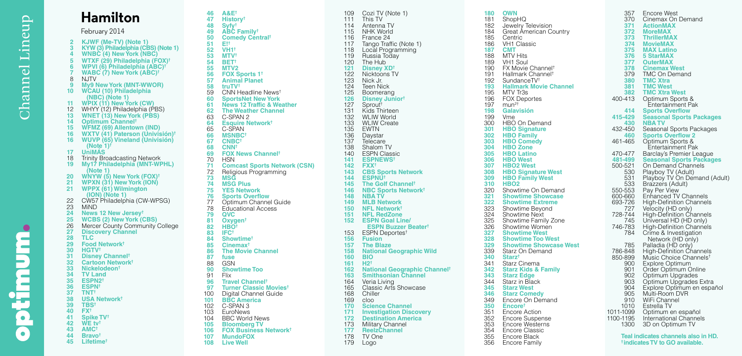# Hamilton

February 2014

Channel Lineup

optimum.

- **2 KJWF (Me-TV) (Note 1)**
- **3 KYW (3) Philadelphia (CBS) (Note 1)**
- **4 WNBC (4) New York (NBC)**
- **5 WTXF (29) Philadelphia (FOX)†**
- **6 WPVI (6) Philadelphia (ABC)†**
- **7 WABC (7) New York (ABC)†**
- 8 NJTV
- **9 My9 New York (MNT-WWOR)**
- **10 WCAU (10) Philadelphia (NBC) (Note 1)**
- **11 WPIX (11) New York (CW)**
- 12 WHYY (12) Philadelphia (PBS)
- **13 WNET (13) New York (PBS)**
- **14 Optimum Channel†**
- **15 WFMZ (69) Allentown (IND)**
- **16 WXTV (41) Paterson (Univisión)†**
- **16 WUVP (65) Vineland (Univisión) (Note 1)†**
- **17 UniMÁS**
- 18 Trinity Broadcasting Network
- **19 My17 Philadelphia (MNT-WPHL) (Note 1)**
- **20 WNYW (5) New York (FOX)†**
- **21 WPXN (31) New York (ION)**
- **21 WPPX (61) Wilmington (ION) (Note 1)**
- 22 CW57 Philadelphia (CW-WPSG)
- 23 MiND
- **24 News 12 New Jersey†**
- **25 WCBS (2) New York (CBS)**
- 26 Mercer County Community College
- **27 Discovery Channel**
- **28 TLC**
- **29 Food Network†**
- **30 HGTV†**
- **31 Disney Channel†**
- **32 Cartoon Network†**
- **33 Nickelodeon†**
- **34 TV Land**
- **35 ESPN2†**
- **36 ESPN†**
- **37 TNT†**
- **38 USA Network†**
- **39 TBS†**
- **40 FX†**
- **41 Spike TV†**
- **42 WE tv†**
- **43 AMC†**
- **44 Bravo†**
- **45 Lifetime†**
- **46 A&E†**
- **47 History†**
- **48 Syfy†**
- **49 ABC Family†**
- **50 Comedy Central†**
- **51 E!†**
- **52 VH1†**
- **53 MTV†**
- **54 BET†**
- **55 MTV2**
- **56 FOX Sports 1†**
- **57 Animal Planet**
- **58 truTV†**
- 59 CNN Headline News†
- **60 SportsNet New York**
- **61 News 12 Traffic & Weather**
- **62 The Weather Channel**
- 63 C-SPAN 2
- **64 Esquire Network†**
- 65 C-SPAN
- **66 MSNBC†**
- **67 CNBC†**
- **68 CNN†**
- **69 FOX News Channel†**
- 70 HSN
- **71 Comcast Sports Network (CSN)**
- 72 Religious Programming
- **73 MSG**
- **74 MSG Plus**
- **75 YES Network**
- **76 Sports Overflow**
- 77 Optimum Channel Guide
- 78 Educational Access
- **79 QVC**
- **81 Oxygen†**
- **82 HBO†**
- **83 IFC†**
- **84 Showtime†**
- **85 Cinemax†**
- **86 The Movie Channel**
- **87 fuse**
- 88 GSN
- **90 Showtime Too**
- 91 Flix
- **96 Travel Channel†**
- **97 Turner Classic Movies†**
- 100 Digital Channel Guide
- **101 BBC America**
- 102 C-SPAN 3
- 103 EuroNews
- 104 BBC World News
- **105 Bloomberg TV**
- **106 FOX Business Network†**
- **107 MundoFOX**
- **108 Live Well**
- 109 Cozi TV (Note 1)
- 111 This TV
- 114 Antenna TV
- 115 NHK World
- 116 France 24
- 117 Tango Traffic (Note 1)
- 118 Local Programming
- 119 Russia Today
- 120 The Hub
- **121 Disney XD†**
- 122 Nicktoons TV
- 123 Nick Jr.
- 124 Teen Nick
- 125 Boomerang
- **126 Disney Junior†**
- 127 Sprout†
- 131 Kids Thirteen
- 132 WLIW World
- 133 WLIW Create
- 135 EWTN
- 136 Daystar
- 137 Telecare
- 138 Shalom TV
- 140 ESPN Classic
- **141 ESPNEWS†**
- **142 FXX†**
- **143 CBS Sports Network**
- **144 ESPNU†**
- **145 The Golf Channel†**
- **146 NBC Sports Network†**
- **148 NBA TV**
- **149 MLB Network**
- **150 NFL Network†**
- **151 NFL RedZone**
- **152 ESPN Goal Line/ ESPN Buzzer Beater†**
- 153 ESPN Deportes†
- **156 Fusion**
- **157 The Blaze**
- **158 National Geographic Wild**
- **160 BIO**
- **161 H2†**
- **162 National Geographic Channel†**
- **163 Smithsonian Channel**
- 164 Veria Living
- 165 Classic Arts Showcase
- 168 Chiller
- 169 cloo
- **170 Science Channel**
- **171 Investigation Discovery**
- **172 Destination America**
- 173 Military Channel
- **177 ReelzChannel**
- 178 TV One
- 179 Logo
- **180 OWN**
- 181 ShopHQ
- 182 Jewelry Television
- 184 Great American Country
- 185 Centric
- 186 VH1 Classic
- **187 CMT**
- 188 MTV Hits
- 189 VH1 Soul
- 190 FX Movie Channel†
- 191 Hallmark Channel†
- 192 SundanceTV†
- **193 Hallmark Movie Channel**
- 195 MTV Tr3s
- 196 FOX Deportes
- 197 mun2†
- **198 Galavisión**
- 199 Vme
- 300 HBO On Demand
- **301 HBO Signature**
- **302 HBO Family**
- **303 HBO Comedy**
- **304 HBO Zone**
- **305 HBO Latino**
- **306 HBO West**
- **307 HBO2 West**
- **308 HBO Signature West**
- **309 HBO Family West**
- **310 HBO2**
- 320 Showtime On Demand
- **321 Showtime Showcase**
- **322 Showtime Extreme**
- 323 Showtime Beyond
- 324 Showtime Next
- 325 Showtime Family Zone
- 326 Showtime Women
- **327 Showtime West**
- **328 Showtime Too West**
- **329 Showtime Showcase West**
- 339 Starz On Demand
- **340 Starz†**
- 341 Starz Cinema
- **342 Starz Kids & Family**
- **343 Starz Edge**
- 344 Starz in Black
- **345 Starz West**
- **346 Starz Comedy**
- 349 Encore On Demand
- **350 Encore†**
- 351 Encore Action
- 352 Encore Suspense
- 353 Encore Westerns
- 354 Encore Classic
- 355 Encore Black
- 356 Encore Family
- 357 Encore West
- 370 Cinemax On Demand
- **371 ActionMAX**
- **372 MoreMAX**
- **373 ThrillerMAX**
- **374 MovieMAX**
- **375 MAX Latino**
- **376 5 StarMAX**
- **377 OuterMAX**
- **378 Cinemax West**
- 379 TMC On Demand
- **380 TMC Xtra**
- **381 TMC West**
- **382 TMC Xtra West**
- 400-413 Optimum Sports & Entertainment Pak
- **414 Sports Overflow**
- **415-429 Seasonal Sports Packages**
- **430 NBA TV**
- 432-450 Seasonal Sports Packages
- **460 Sports Overflow 2**
- 461-465 Optimum Sports & Entertainment Pak
- 470-477 Barclay's Premier League
- **481-499 Seasonal Sports Packages**
- 500-521 On Demand Channels
- 530 Playboy TV (Adult)
- 531 Playboy TV On Demand (Adult)
- 533 Brazzers (Adult)
- 550-553 Pay Per View
- 600-660 Enhanced TV Channels
- 693-726 High-Definition Channels
- 727 Velocity (HD only)
- 728-744 High-Definition Channels
- 745 Universal HD (HD only)
- 746-783 High-Definition Channels
- 784 Crime & Investigation Network (HD only)
- 785 Palladia (HD only)
- 786-848 High-Definition Channels
- 850-899 Music Choice Channels†
- 900 Explore Optimum
- 901 Order Optimum Online
- 902 Optimum Upgrades
- 903 Optimum Upgrades Extra
- 904 Explore Optimum en español
- 905 Multi-Room DVR
- 910 WiFi Channel
- 1010 Estrella TV
- 1011-1099 Optimum en español
- 1100-1195 International Channels
- 1300 3D on Optimum TV

**Teal indicates channels also in HD.**
**† indicates TV to GO available.**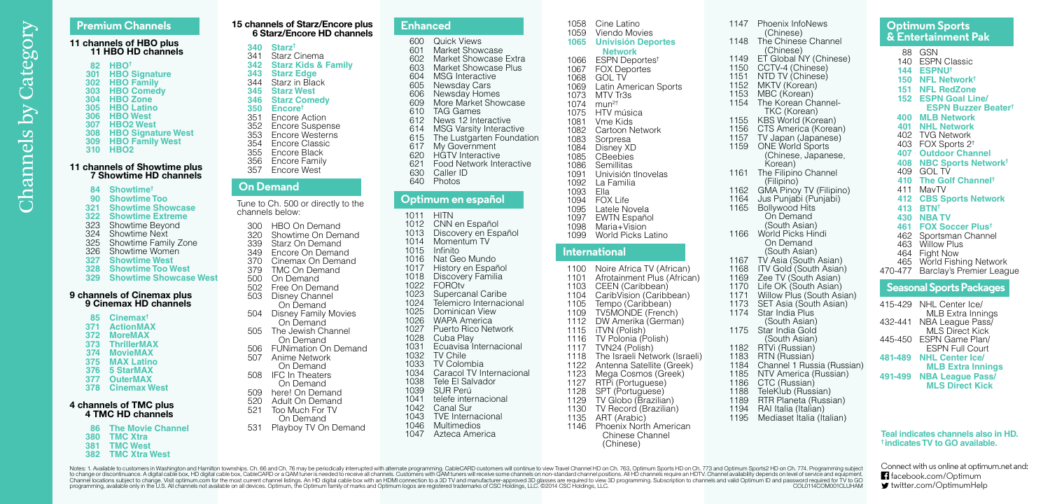# Channels by Category

## Premium Channels

### 11 channels of HBO plus 11 HBO HD channels

- **82 HBO†**
- **301 HBO Signature**
- **302 HBO Family**
- **303 HBO Comedy**
- **304 HBO Zone**
- **305 HBO Latino**
- **306 HBO West**
- **307 HBO2 West**
- **308 HBO Signature West**
- **309 HBO Family West**
- **310 HBO2**

### 11 channels of Showtime plus 7 Showtime HD channels

- **84 Showtime†**
- **90 Showtime Too**
- **321 Showtime Showcase**
- **322 Showtime Extreme**
- 323 Showtime Beyond
- 324 Showtime Next
- 325 Showtime Family Zone
- 326 Showtime Women
- **327 Showtime West**
- **328 Showtime Too West**
- **329 Showtime Showcase West**

### 9 channels of Cinemax plus 9 Cinemax HD channels

- **85 Cinemax†**
- **371 ActionMAX**
- **372 MoreMAX**
- **373 ThrillerMAX**
- **374 MovieMAX**
- **375 MAX Latino**
- **376 5 StarMAX**
- **377 OuterMAX**
- **378 Cinemax West**

### 4 channels of TMC plus 4 TMC HD channels

- **86 The Movie Channel**
- **380 TMC Xtra**
- **381 TMC West**
- **382 TMC Xtra West**

### 15 channels of Starz/Encore plus 6 Starz/Encore HD channels

- **340 Starz†**
- 341 Starz Cinema
- **342 Starz Kids & Family**
- **343 Starz Edge**
- 344 Starz in Black
- **345 Starz West**
- **346 Starz Comedy**
- **350 Encore†**
- 351 Encore Action
- 352 Encore Suspense
- 353 Encore Westerns
- 354 Encore Classic
- 355 Encore Black
- 356 Encore Family
- 357 Encore West

## On Demand

Tune to Ch. 500 or directly to the channels below:

- 300 HBO On Demand
- 320 Showtime On Demand
- 339 Starz On Demand
- 349 Encore On Demand
- 370 Cinemax On Demand
- 379 TMC On Demand
- 500 On Demand
- 502 Free On Demand
- 503 Disney Channel On Demand
- 504 Disney Family Movies On Demand
- 505 The Jewish Channel On Demand
- 506 FUNimation On Demand
- 507 Anime Network On Demand
- 508 IFC In Theaters On Demand
- 509 here! On Demand
- 520 Adult On Demand
- 521 Too Much For TV On Demand
- 531 Playboy TV On Demand

## Enhanced

- 600 Quick Views
- 601 Market Showcase
- 602 Market Showcase Extra
- 603 Market Showcase Plus
- 604 MSG Interactive
- 605 Newsday Cars
- 606 Newsday Homes
- 609 More Market Showcase
- 610 TAG Games
- 612 News 12 Interactive
- 614 MSG Varsity Interactive
- 615 The Lustgarten Foundation
- 617 My Government
- 620 HGTV Interactive
- 621 Food Network Interactive
- 630 Caller ID
- 640 Photos

## Optimum en español

- 1011 HITN
- 1012 CNN en Español
- 1013 Discovery en Español
- 1014 Momentum TV
- 1015 Infinito
- 1016 Nat Geo Mundo
- 1017 History en Español
- 1018 Discovery Familia
- 1022 FOROtv
- 1023 Supercanal Caribe
- 1024 Telemicro Internacional
- 1025 Dominican View
- 1026 WAPA America
- 1027 Puerto Rico Network
- 1028 Cuba Play
- 1031 Ecuavisa Internacional
- 1032 TV Chile
- 1033 TV Colombia
- 1034 Caracol TV Internacional
- 1038 Tele El Salvador
- 1039 SUR Perú
- 1041 telefe internacional
- 1042 Canal Sur
- 1043 TVE Internacional
- 1046 Multimedios
- 1047 Azteca America
- 1058 Cine Latino
- 1059 Viendo Movies
- **1065 Univisión Deportes Network**
- 1066 ESPN Deportes†
- 1067 FOX Deportes
- 1068 GOL TV
- 1069 Latin American Sports
- 1073 MTV Tr3s
- 1074 mun2†
- 1075 HTV música
- 1081 Vme Kids
- 1082 Cartoon Network
- 1083 Sorpresa
- 1084 Disney XD
- 1085 CBeebies
- 1086 Semillitas
- 1091 Univisión tlnovelas
- 1092 La Familia
- 1093 Ella
- 1094 FOX Life
- 1095 Latele Novela
- 1097 EWTN Español
- 1098 Maria+Vision
- 1099 World Picks Latino

## International

- 1100 Noire Africa TV (African)
- 1101 Afrotainment Plus (African)
- 1103 CEEN (Caribbean)
- 1104 CaribVision (Caribbean)
- 1105 Tempo (Caribbean)
- 1109 TV5MONDE (French)
- 1112 DW Amerika (German)
- 1115 iTVN (Polish)
- 1116 TV Polonia (Polish)
- 1117 TVN24 (Polish)
- 1118 The Israeli Network (Israeli)
- 1122 Antenna Satellite (Greek)
- 1123 Mega Cosmos (Greek)
- 1127 RTPi (Portuguese)
- 1128 SPT (Portuguese)
- 1129 TV Globo (Brazilian)
- 1130 TV Record (Brazilian)
- 1135 ART (Arabic)
- 1146 Phoenix North American Chinese Channel (Chinese)
- 1147 Phoenix InfoNews (Chinese)
- 1148 The Chinese Channel (Chinese)
- 1149 ET Global NY (Chinese)
- 1150 CCTV-4 (Chinese)
- 1151 NTD TV (Chinese)
- 1152 MKTV (Korean)
- 1153 MBC (Korean)
- 1154 The Korean Channel-TKC (Korean)
- 1155 KBS World (Korean)
- 1156 CTS America (Korean)
- 1157 TV Japan (Japanese)
- 1159 ONE World Sports (Chinese, Japanese, Korean)
- 1161 The Filipino Channel (Filipino)
- 1162 GMA Pinoy TV (Filipino)
- 1164 Jus Punjabi (Punjabi)
- 1165 Bollywood Hits On Demand (South Asian)
- 1166 World Picks Hindi On Demand (South Asian)
- 1167 TV Asia (South Asian)
- 1168 ITV Gold (South Asian)
- 1169 Zee TV (South Asian)
- 1170 Life OK (South Asian)
- 1171 Willow Plus (South Asian)
- 1173 SET Asia (South Asian)
- 1174 Star India Plus (South Asian)
- 1175 Star India Gold (South Asian)
- 1182 RTVi (Russian)
- 1183 RTN (Russian)
- 1184 Channel 1 Russia (Russian)
- 1185 NTV America (Russian)
- 1186 CTC (Russian)
- 1188 TeleKlub (Russian)
- 1189 RTR Planeta (Russian)
- 1194 RAI Italia (Italian)
- 1195 Mediaset Italia (Italian)

## Optimum Sports & Entertainment Pak

- 88 GSN
- 140 ESPN Classic
- **144 ESPNU†**
- **150 NFL Network†**
- **151 NFL RedZone**
- **152 ESPN Goal Line/ ESPN Buzzer Beater†**
- **400 MLB Network**
- **401 NHL Network**
- 402 TVG Network
- 403 FOX Sports 2†
- **407 Outdoor Channel**
- **408 NBC Sports Network†**
- 409 GOL TV
- **410 The Golf Channel†**
- 411 MavTV
- **412 CBS Sports Network**
- **413 BTN†**
- **430 NBA TV**
- **461 FOX Soccer Plus†**
- 462 Sportsman Channel
- 463 Willow Plus
- 464 Fight Now
- 465 World Fishing Network
- 470-477 Barclay's Premier League

## Seasonal Sports Packages

- 415-429 NHL Center Ice/ MLB Extra Innings
- 432-441 NBA League Pass/ MLS Direct Kick
- 445-450 ESPN Game Plan/ ESPN Full Court
- **481-489 NHL Center Ice/ MLB Extra Innings**
- **491-499 NBA League Pass/ MLS Direct Kick**

**Teal indicates channels also in HD.**
**† indicates TV to GO available.**

Notes: 1. Available to customers in Washington and Hamilton townships. Ch. 66 and Ch. 76 may be periodically interrupted with alternate programming. CableCARD customers will continue to view Travel Channel HD on Ch. 763, Optimum Sports HD on Ch. 773 and Optimum Sports2 HD on Ch. 774. Programming subject to change or discontinuance. A digital cable box, HD digital cable box, CableCARD or a QAM tuner is needed to receive all channels. Customers with QAM tuners will receive some channels on non-standard channel positions. All HD channels require an HDTV. Channel availability depends on level of service and equipment. Channel locations subject to change. Visit optimum.com for the most current channel listings. An HD digital cable box with an HDMI connection to a 3D TV and manufacturer-approved 3D glasses are required to view 3D programming. Subscription to channels and valid Optimum ID and password required for TV to GO programming, available only in the U.S. All channels not available on all devices. Optimum, the Optimum family of marks and Optimum logos are registered trademarks of CSC Holdings, LLC. ©2014 CSC Holdings, LLC. COL0114COM001CLUHAM

Connect with us online at optimum.net and:
facebook.com/Optimum
twitter.com/OptimumHelp